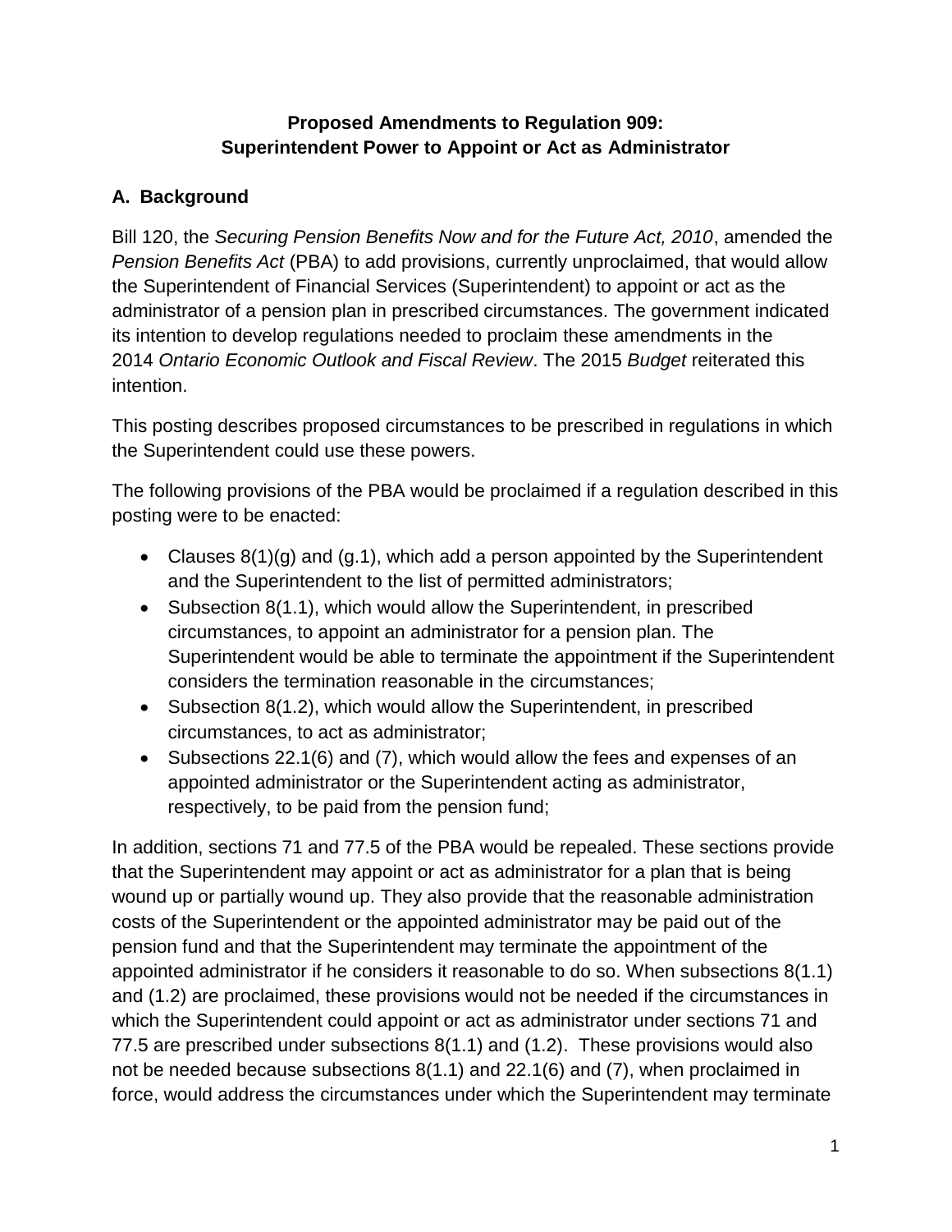**Proposed Amendments to Regulation 909:**
**Superintendent Power to Appoint or Act as Administrator**

## A. Background

Bill 120, the *Securing Pension Benefits Now and for the Future Act, 2010*, amended the *Pension Benefits Act* (PBA) to add provisions, currently unproclaimed, that would allow the Superintendent of Financial Services (Superintendent) to appoint or act as the administrator of a pension plan in prescribed circumstances. The government indicated its intention to develop regulations needed to proclaim these amendments in the 2014 *Ontario Economic Outlook and Fiscal Review*. The 2015 *Budget* reiterated this intention.

This posting describes proposed circumstances to be prescribed in regulations in which the Superintendent could use these powers.

The following provisions of the PBA would be proclaimed if a regulation described in this posting were to be enacted:

- Clauses 8(1)(g) and (g.1), which add a person appointed by the Superintendent and the Superintendent to the list of permitted administrators;
- Subsection 8(1.1), which would allow the Superintendent, in prescribed circumstances, to appoint an administrator for a pension plan. The Superintendent would be able to terminate the appointment if the Superintendent considers the termination reasonable in the circumstances;
- Subsection 8(1.2), which would allow the Superintendent, in prescribed circumstances, to act as administrator;
- Subsections 22.1(6) and (7), which would allow the fees and expenses of an appointed administrator or the Superintendent acting as administrator, respectively, to be paid from the pension fund;

In addition, sections 71 and 77.5 of the PBA would be repealed. These sections provide that the Superintendent may appoint or act as administrator for a plan that is being wound up or partially wound up. They also provide that the reasonable administration costs of the Superintendent or the appointed administrator may be paid out of the pension fund and that the Superintendent may terminate the appointment of the appointed administrator if he considers it reasonable to do so. When subsections 8(1.1) and (1.2) are proclaimed, these provisions would not be needed if the circumstances in which the Superintendent could appoint or act as administrator under sections 71 and 77.5 are prescribed under subsections 8(1.1) and (1.2). These provisions would also not be needed because subsections 8(1.1) and 22.1(6) and (7), when proclaimed in force, would address the circumstances under which the Superintendent may terminate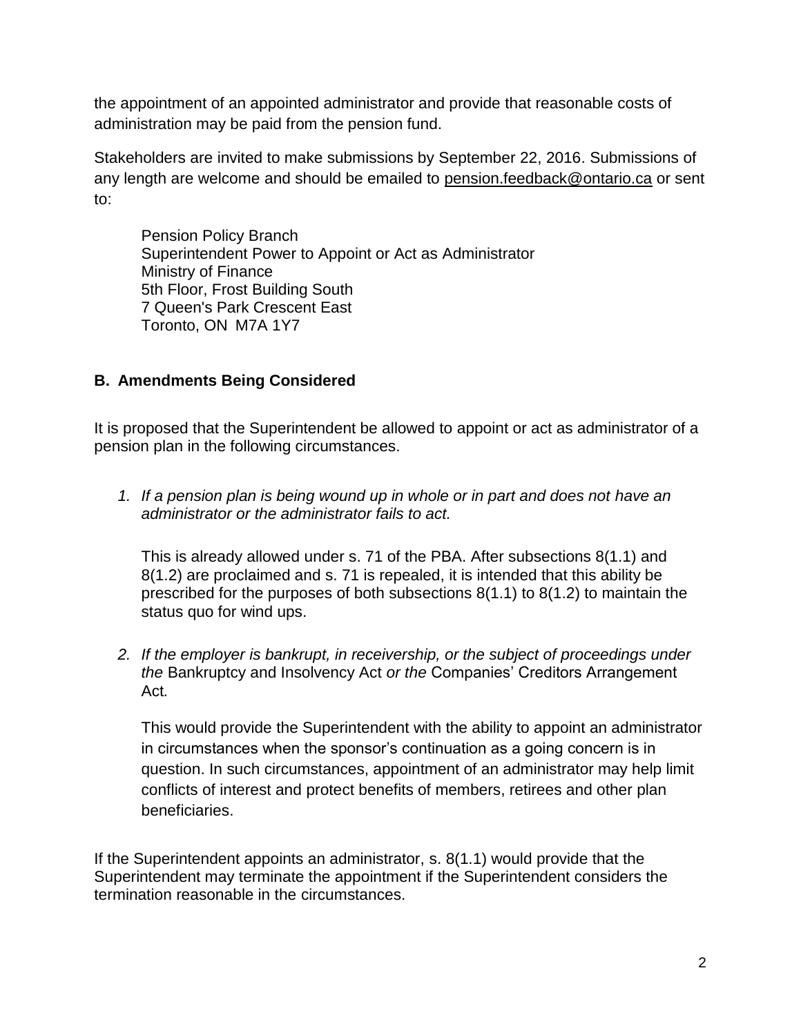the appointment of an appointed administrator and provide that reasonable costs of administration may be paid from the pension fund.

Stakeholders are invited to make submissions by September 22, 2016. Submissions of any length are welcome and should be emailed to pension.feedback@ontario.ca or sent to:

Pension Policy Branch  
Superintendent Power to Appoint or Act as Administrator  
Ministry of Finance  
5th Floor, Frost Building South  
7 Queen's Park Crescent East  
Toronto, ON M7A 1Y7

## B. Amendments Being Considered

It is proposed that the Superintendent be allowed to appoint or act as administrator of a pension plan in the following circumstances.

1. *If a pension plan is being wound up in whole or in part and does not have an administrator or the administrator fails to act.*

   This is already allowed under s. 71 of the PBA. After subsections 8(1.1) and 8(1.2) are proclaimed and s. 71 is repealed, it is intended that this ability be prescribed for the purposes of both subsections 8(1.1) to 8(1.2) to maintain the status quo for wind ups.

2. *If the employer is bankrupt, in receivership, or the subject of proceedings under the* Bankruptcy and Insolvency Act *or the* Companies' Creditors Arrangement Act*.*

   This would provide the Superintendent with the ability to appoint an administrator in circumstances when the sponsor's continuation as a going concern is in question. In such circumstances, appointment of an administrator may help limit conflicts of interest and protect benefits of members, retirees and other plan beneficiaries.

If the Superintendent appoints an administrator, s. 8(1.1) would provide that the Superintendent may terminate the appointment if the Superintendent considers the termination reasonable in the circumstances.